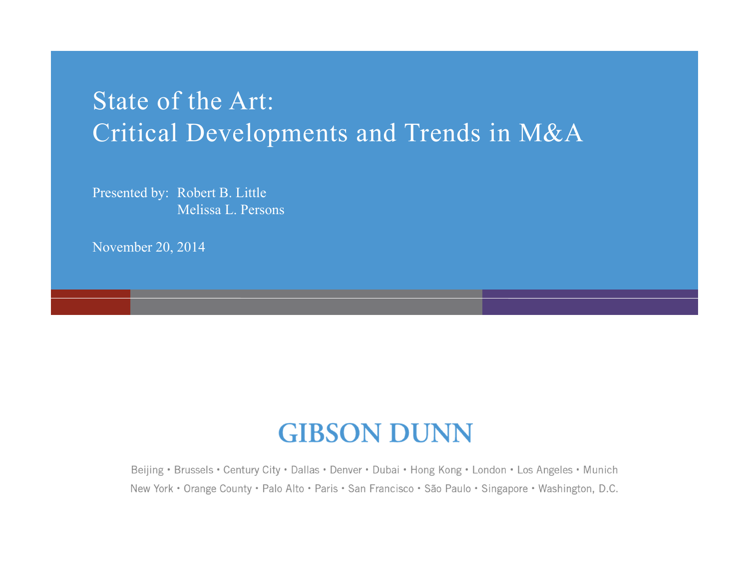# State of the Art:
# Critical Developments and Trends in M&A

Presented by: Robert B. Little
Melissa L. Persons

November 20, 2014

**GIBSON DUNN**

Beijing • Brussels • Century City • Dallas • Denver • Dubai • Hong Kong • London • Los Angeles • Munich
New York • Orange County • Palo Alto • Paris • San Francisco • São Paulo • Singapore • Washington, D.C.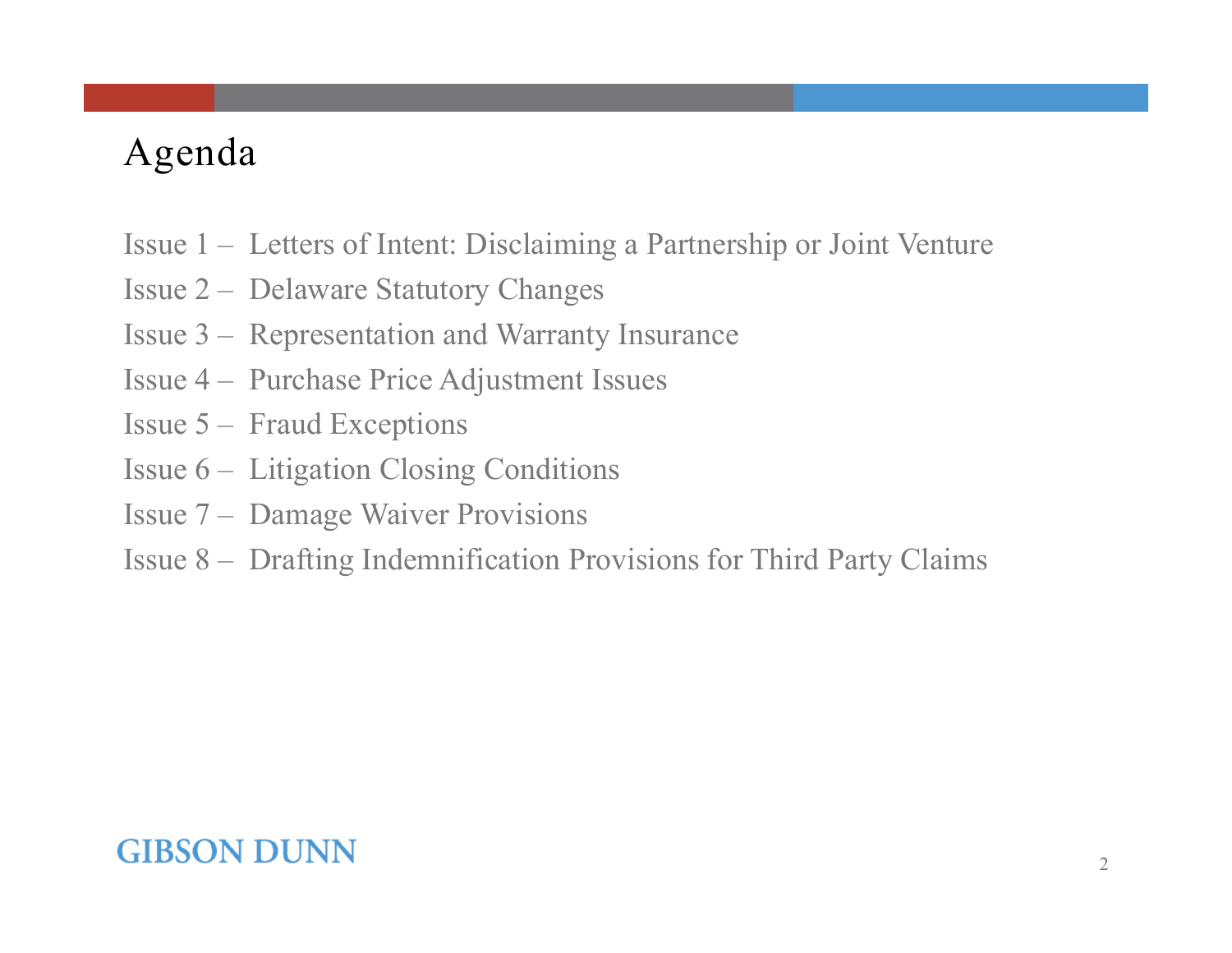# Agenda

Issue 1 – Letters of Intent: Disclaiming a Partnership or Joint Venture

Issue 2 – Delaware Statutory Changes

Issue 3 – Representation and Warranty Insurance

Issue 4 – Purchase Price Adjustment Issues

Issue 5 – Fraud Exceptions

Issue 6 – Litigation Closing Conditions

Issue 7 – Damage Waiver Provisions

Issue 8 – Drafting Indemnification Provisions for Third Party Claims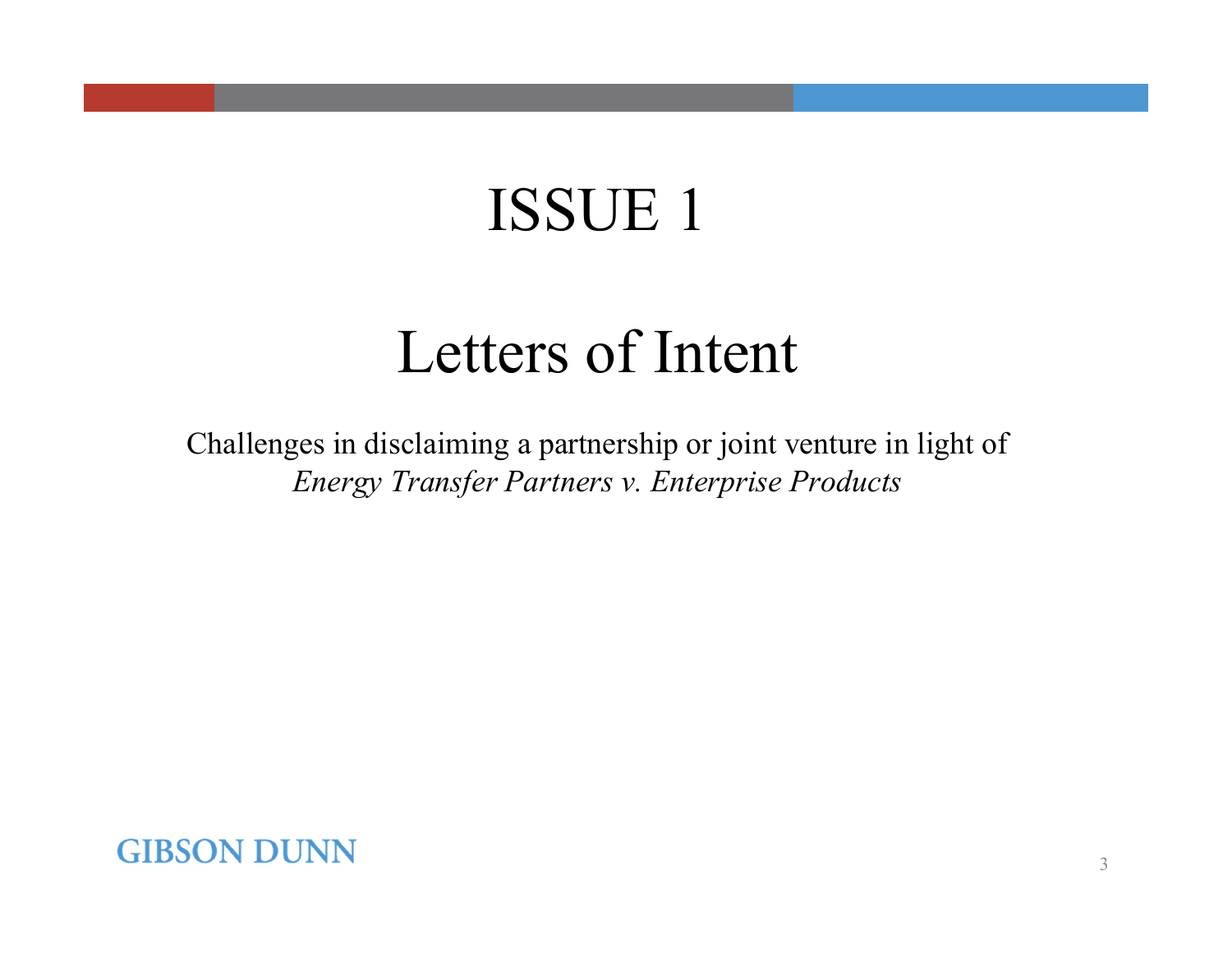# ISSUE 1

## Letters of Intent

Challenges in disclaiming a partnership or joint venture in light of *Energy Transfer Partners v. Enterprise Products*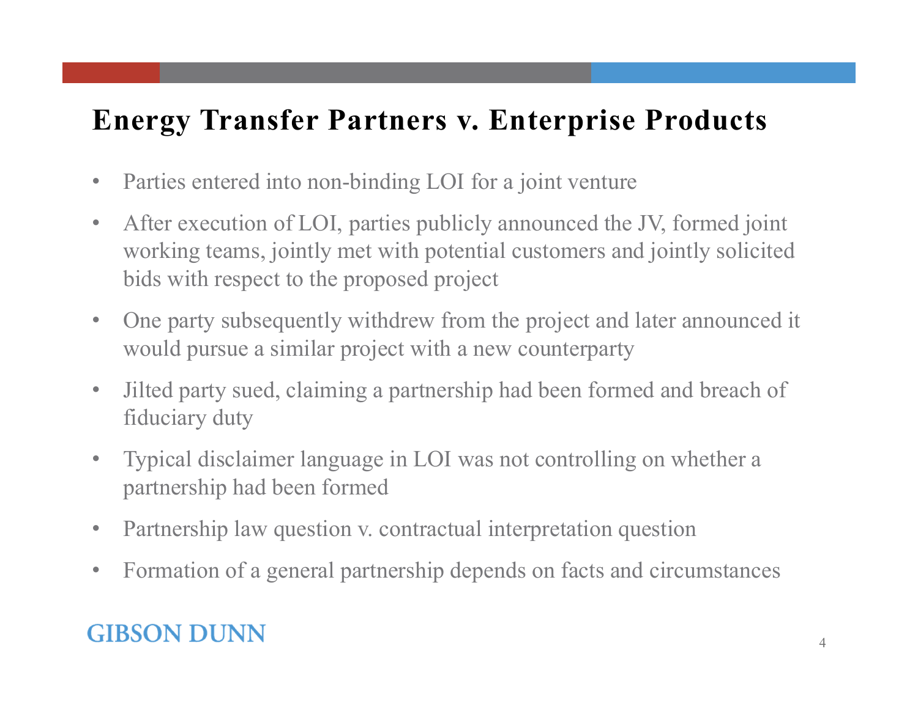# Energy Transfer Partners v. Enterprise Products

- Parties entered into non-binding LOI for a joint venture
- After execution of LOI, parties publicly announced the JV, formed joint working teams, jointly met with potential customers and jointly solicited bids with respect to the proposed project
- One party subsequently withdrew from the project and later announced it would pursue a similar project with a new counterparty
- Jilted party sued, claiming a partnership had been formed and breach of fiduciary duty
- Typical disclaimer language in LOI was not controlling on whether a partnership had been formed
- Partnership law question v. contractual interpretation question
- Formation of a general partnership depends on facts and circumstances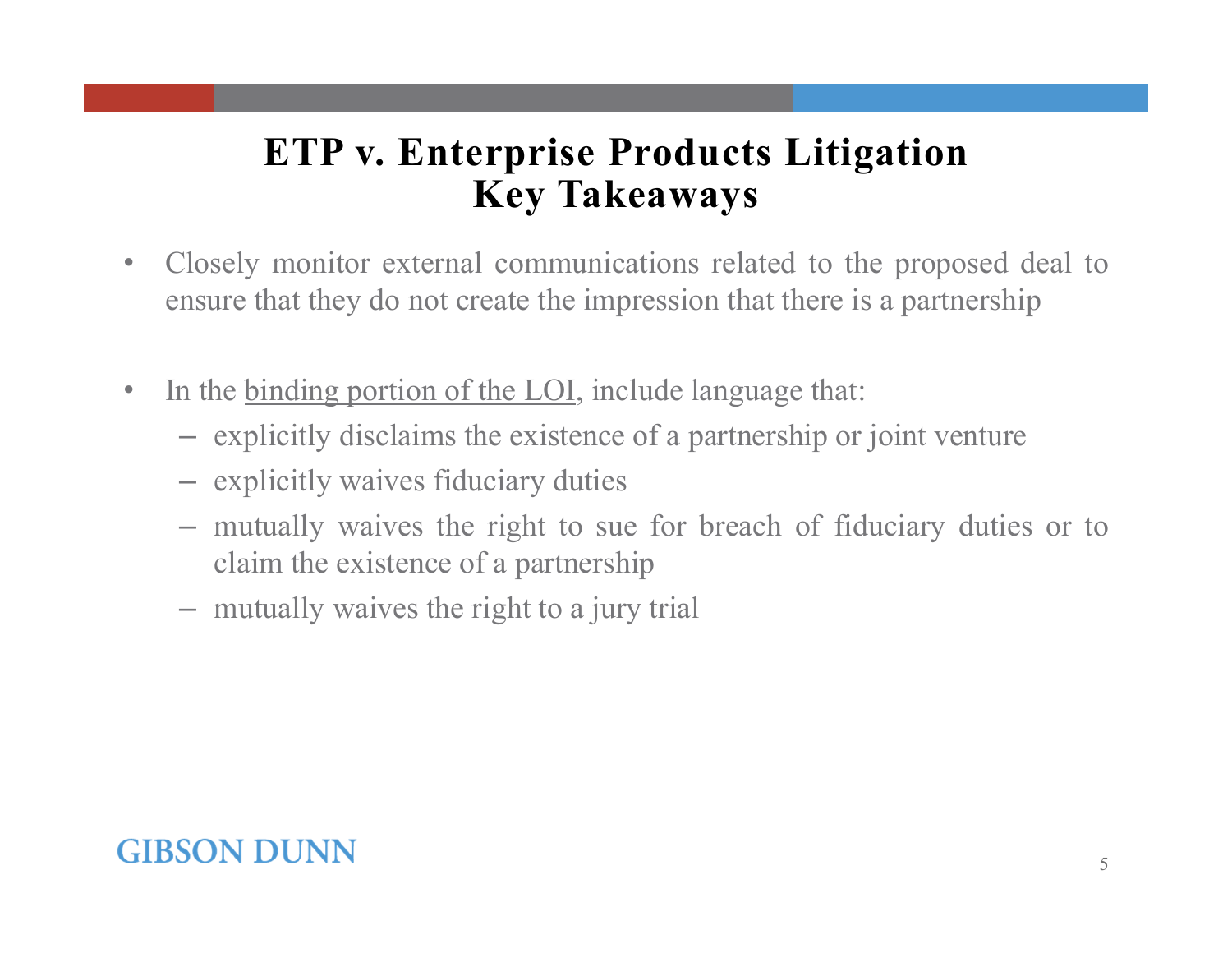# ETP v. Enterprise Products Litigation Key Takeaways

- Closely monitor external communications related to the proposed deal to ensure that they do not create the impression that there is a partnership

- In the <u>binding portion of the LOI</u>, include language that:
  - explicitly disclaims the existence of a partnership or joint venture
  - explicitly waives fiduciary duties
  - mutually waives the right to sue for breach of fiduciary duties or to claim the existence of a partnership
  - mutually waives the right to a jury trial

GIBSON DUNN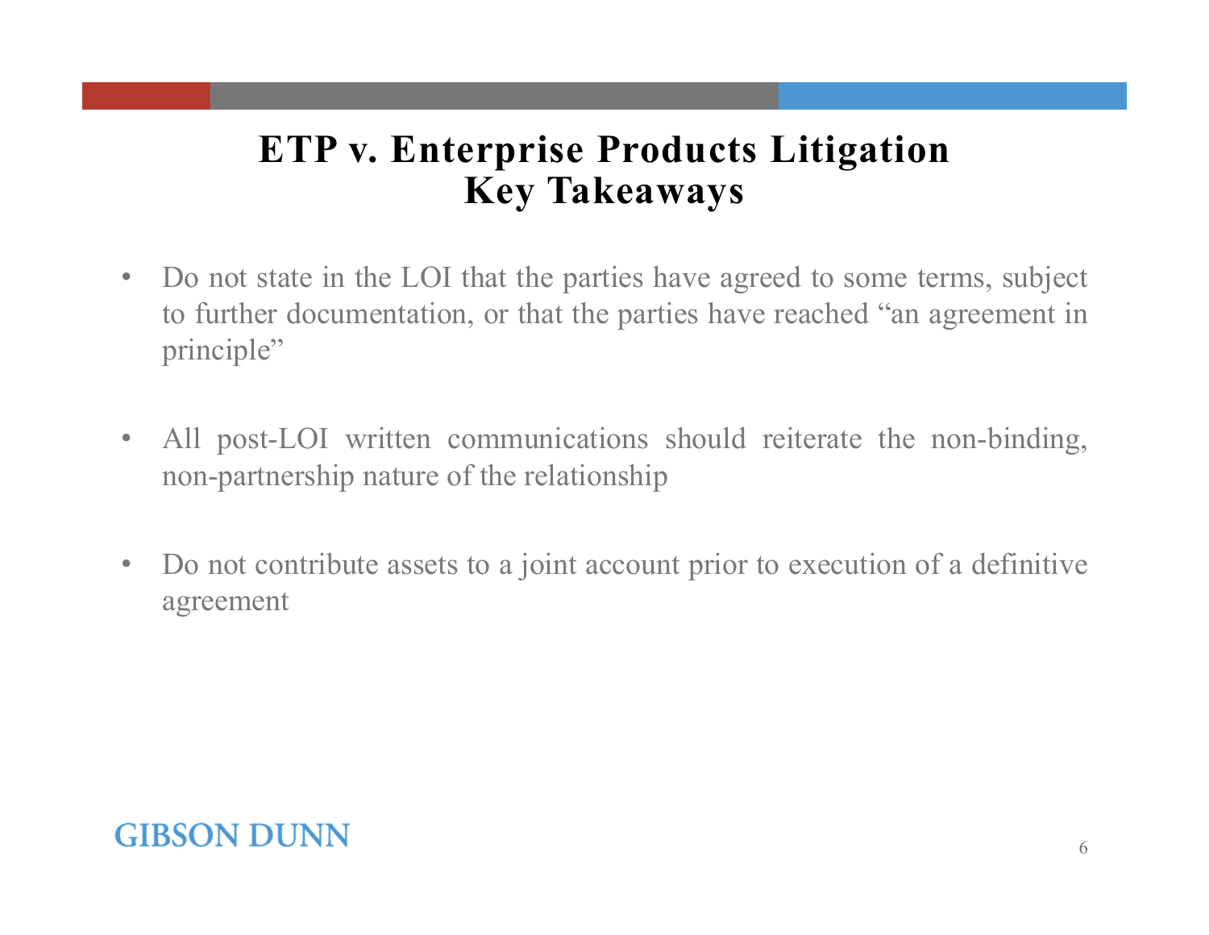# ETP v. Enterprise Products Litigation Key Takeaways

- Do not state in the LOI that the parties have agreed to some terms, subject to further documentation, or that the parties have reached "an agreement in principle"
- All post-LOI written communications should reiterate the non-binding, non-partnership nature of the relationship
- Do not contribute assets to a joint account prior to execution of a definitive agreement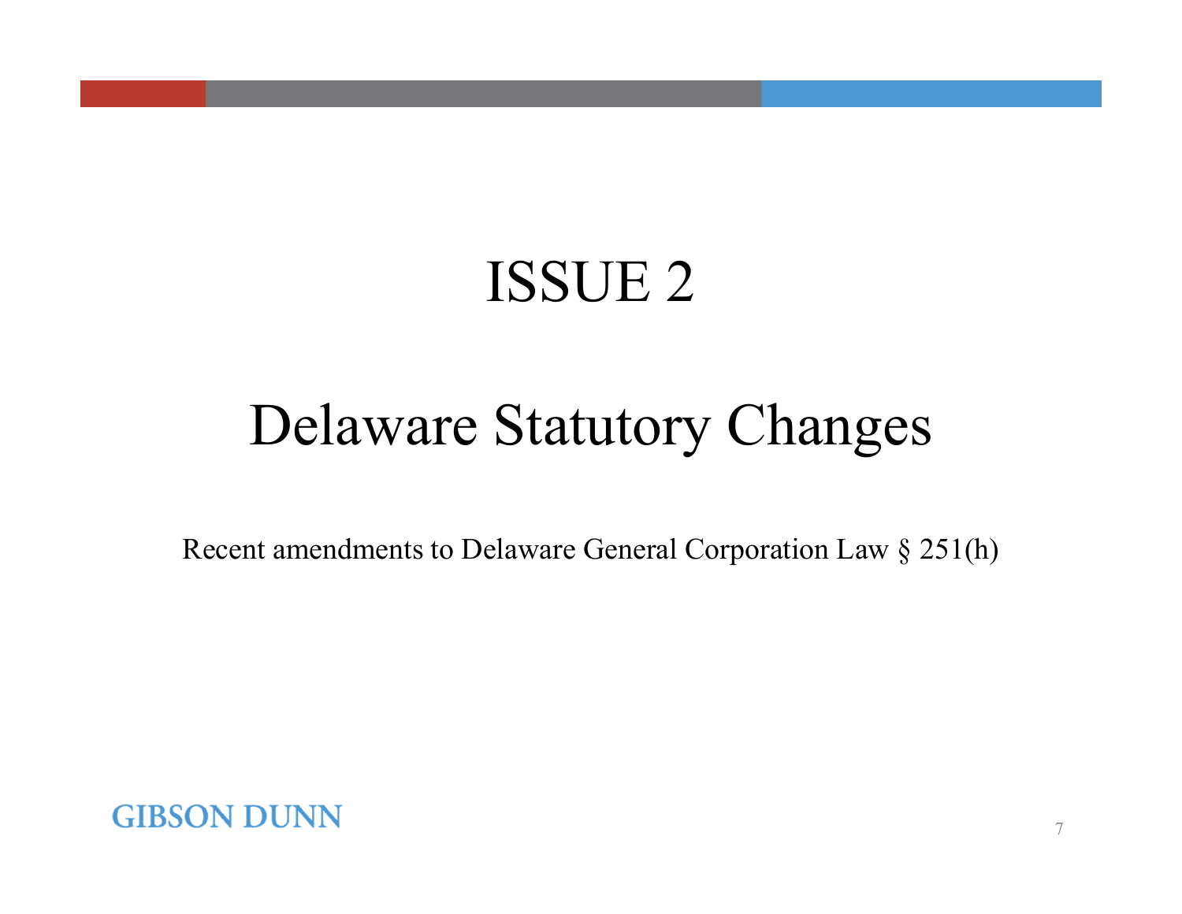# ISSUE 2

## Delaware Statutory Changes

Recent amendments to Delaware General Corporation Law § 251(h)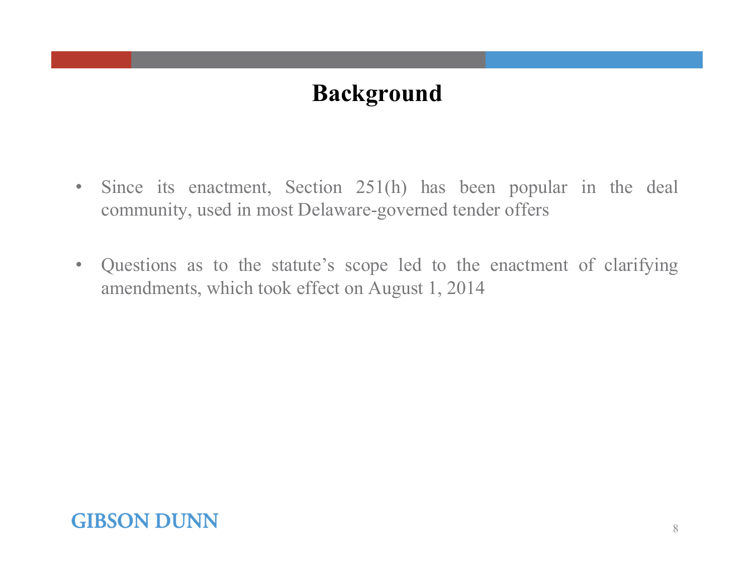# Background

- Since its enactment, Section 251(h) has been popular in the deal community, used in most Delaware-governed tender offers
- Questions as to the statute's scope led to the enactment of clarifying amendments, which took effect on August 1, 2014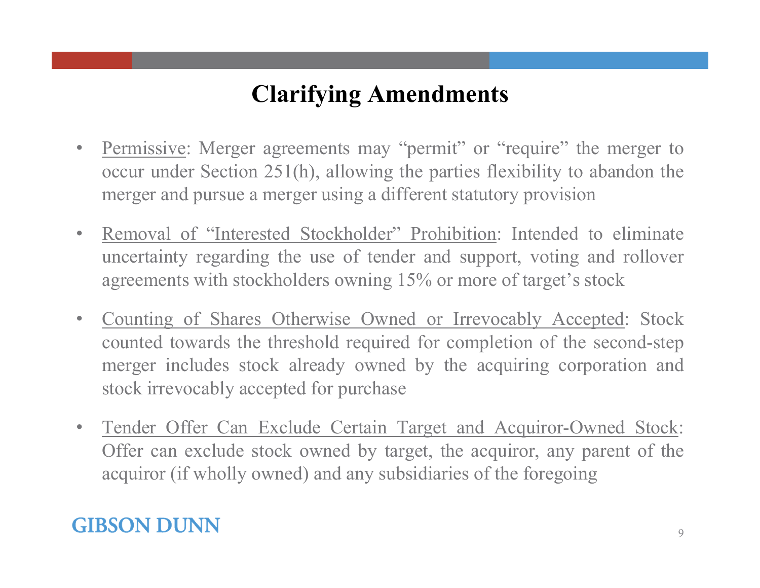# Clarifying Amendments

- Permissive: Merger agreements may "permit" or "require" the merger to occur under Section 251(h), allowing the parties flexibility to abandon the merger and pursue a merger using a different statutory provision
- Removal of "Interested Stockholder" Prohibition: Intended to eliminate uncertainty regarding the use of tender and support, voting and rollover agreements with stockholders owning 15% or more of target's stock
- Counting of Shares Otherwise Owned or Irrevocably Accepted: Stock counted towards the threshold required for completion of the second-step merger includes stock already owned by the acquiring corporation and stock irrevocably accepted for purchase
- Tender Offer Can Exclude Certain Target and Acquiror-Owned Stock: Offer can exclude stock owned by target, the acquiror, any parent of the acquiror (if wholly owned) and any subsidiaries of the foregoing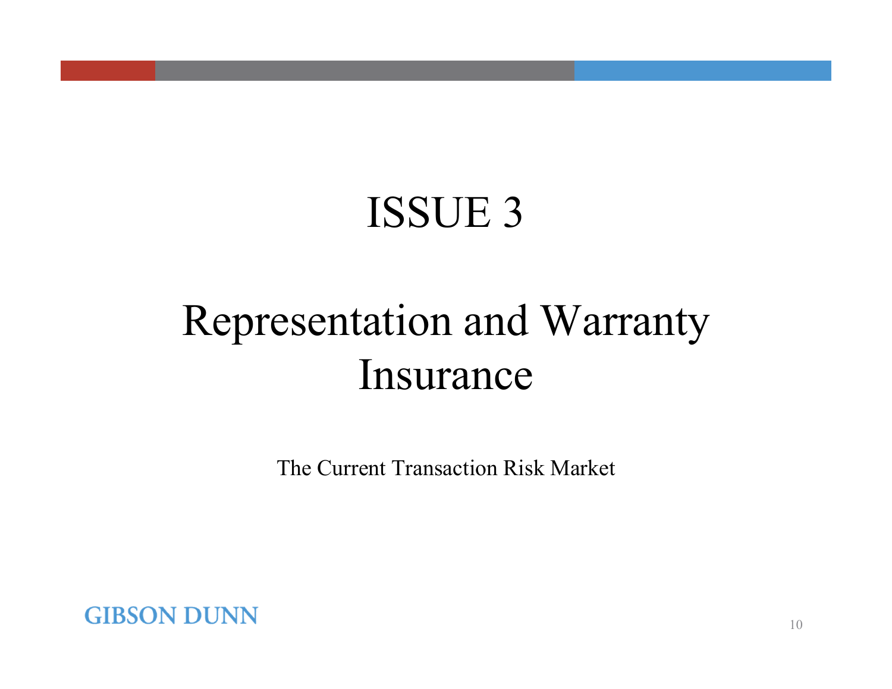# ISSUE 3

# Representation and Warranty Insurance

The Current Transaction Risk Market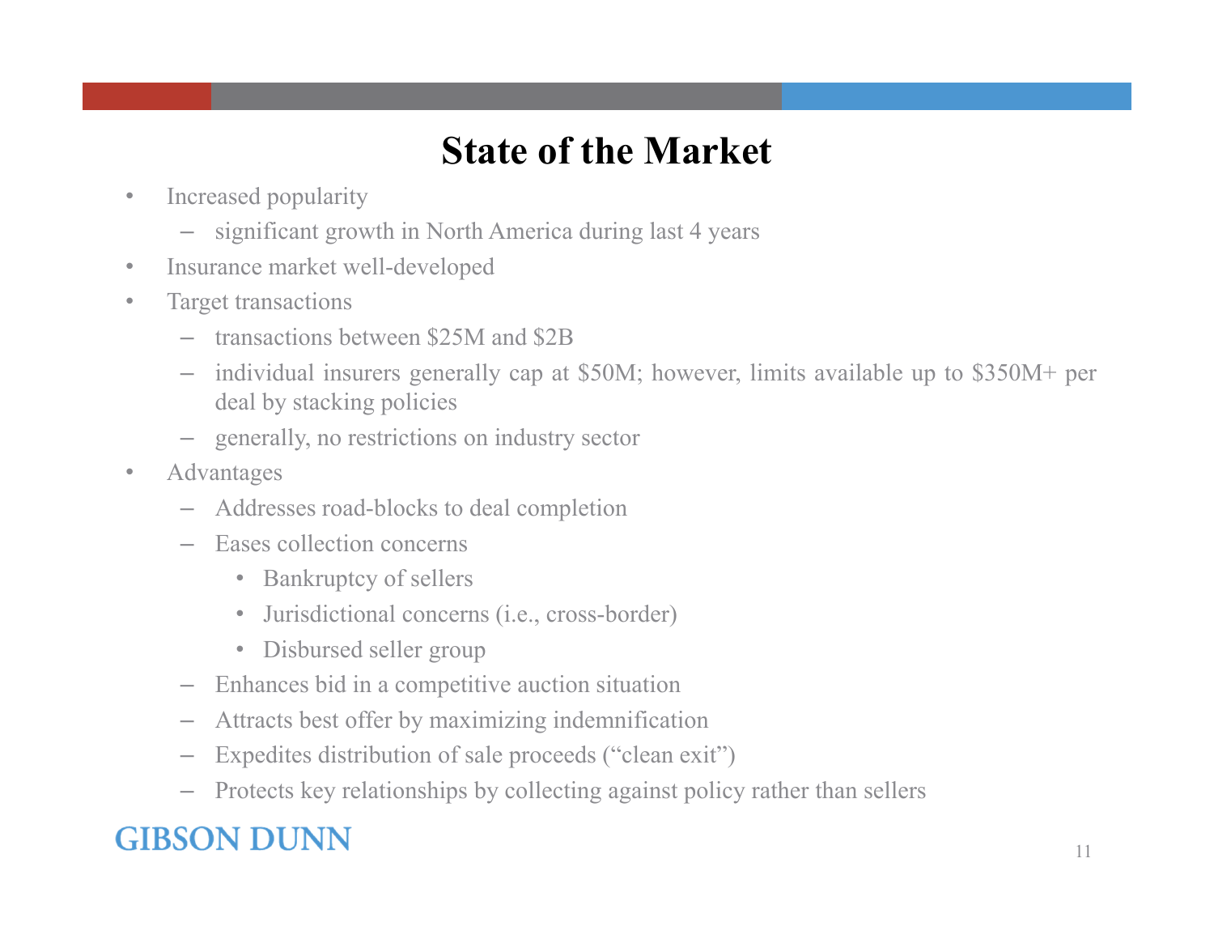# State of the Market

- Increased popularity
  - significant growth in North America during last 4 years
- Insurance market well-developed
- Target transactions
  - transactions between $25M and $2B
  - individual insurers generally cap at $50M; however, limits available up to $350M+ per deal by stacking policies
  - generally, no restrictions on industry sector
- Advantages
  - Addresses road-blocks to deal completion
  - Eases collection concerns
    - Bankruptcy of sellers
    - Jurisdictional concerns (i.e., cross-border)
    - Disbursed seller group
  - Enhances bid in a competitive auction situation
  - Attracts best offer by maximizing indemnification
  - Expedites distribution of sale proceeds ("clean exit")
  - Protects key relationships by collecting against policy rather than sellers

GIBSON DUNN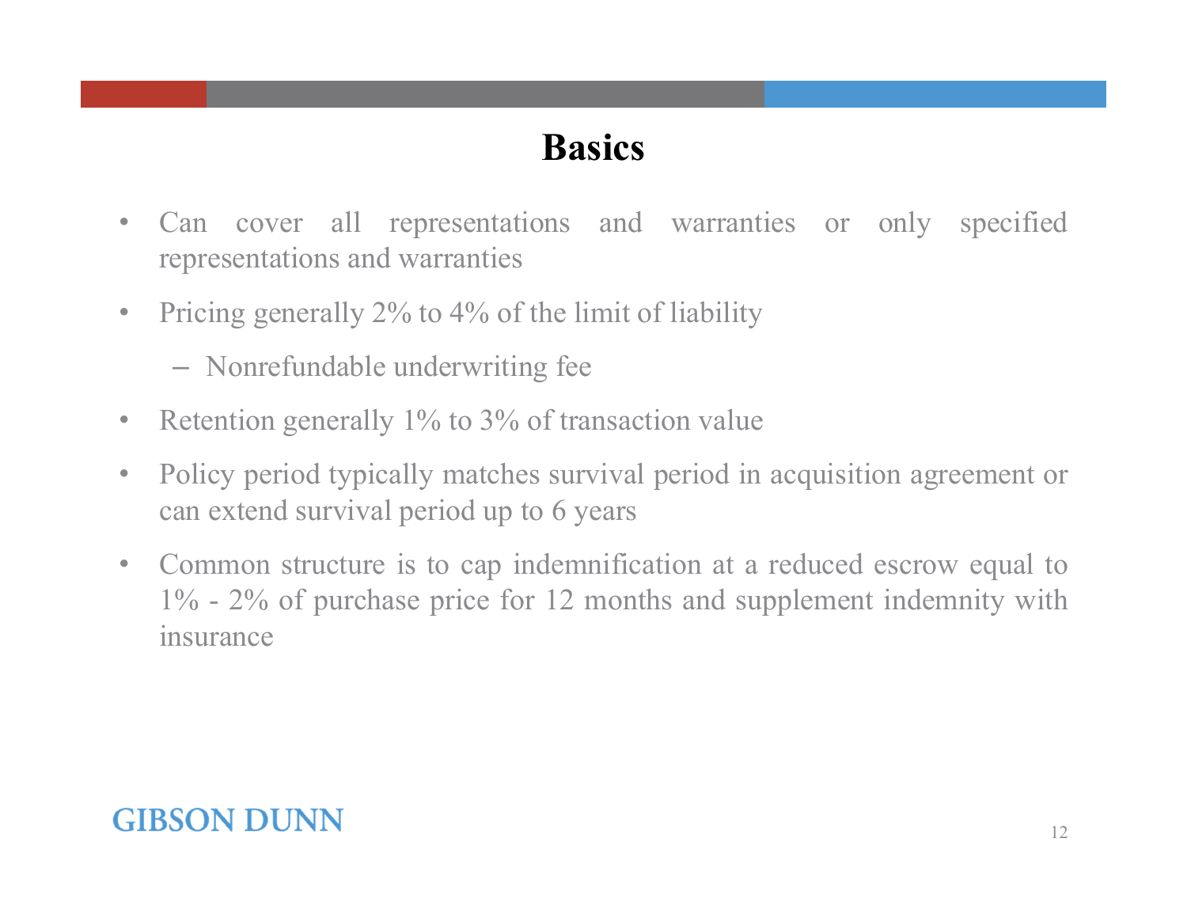# Basics

- Can cover all representations and warranties or only specified representations and warranties
- Pricing generally 2% to 4% of the limit of liability
  - Nonrefundable underwriting fee
- Retention generally 1% to 3% of transaction value
- Policy period typically matches survival period in acquisition agreement or can extend survival period up to 6 years
- Common structure is to cap indemnification at a reduced escrow equal to 1% - 2% of purchase price for 12 months and supplement indemnity with insurance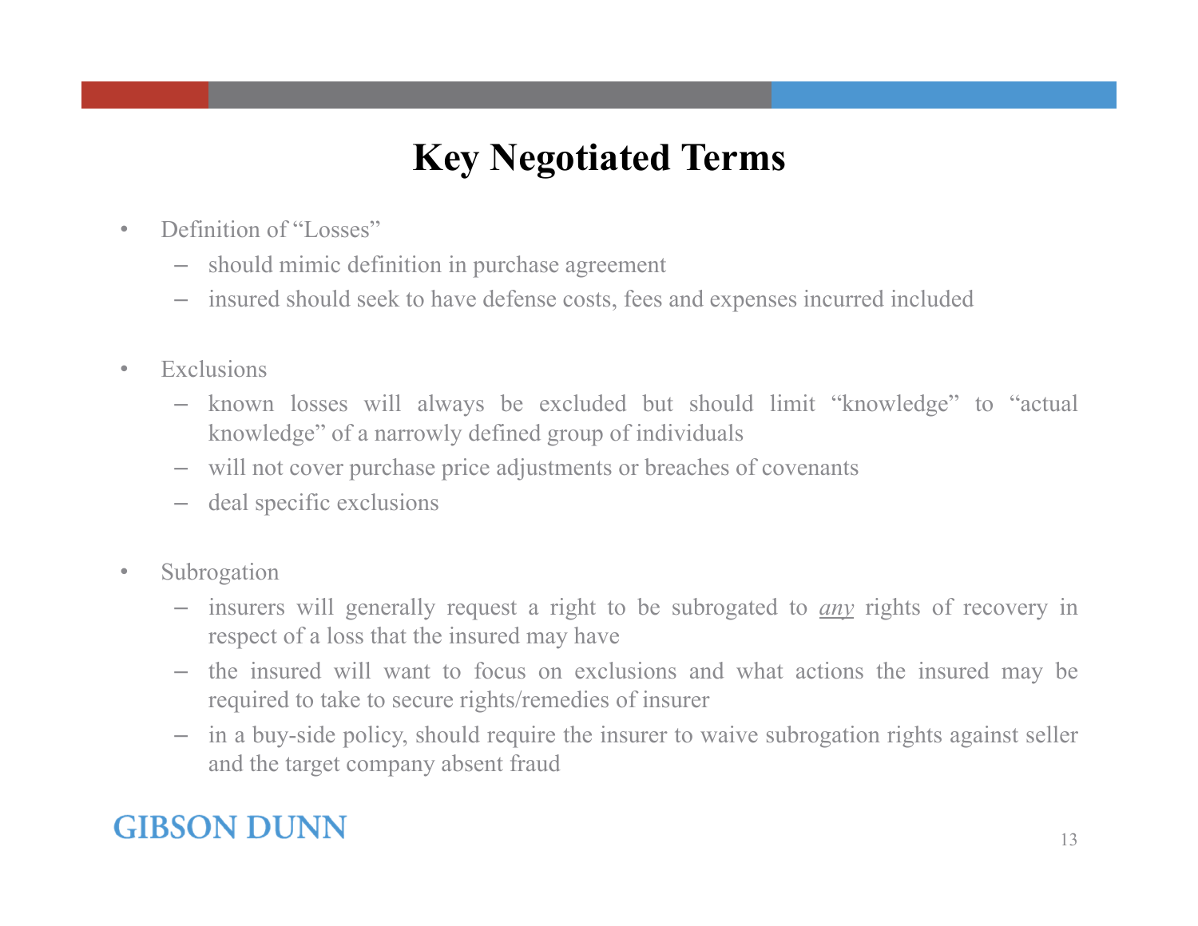# Key Negotiated Terms

- Definition of "Losses"
  - should mimic definition in purchase agreement
  - insured should seek to have defense costs, fees and expenses incurred included

- Exclusions
  - known losses will always be excluded but should limit "knowledge" to "actual knowledge" of a narrowly defined group of individuals
  - will not cover purchase price adjustments or breaches of covenants
  - deal specific exclusions

- Subrogation
  - insurers will generally request a right to be subrogated to <u>*any*</u> rights of recovery in respect of a loss that the insured may have
  - the insured will want to focus on exclusions and what actions the insured may be required to take to secure rights/remedies of insurer
  - in a buy-side policy, should require the insurer to waive subrogation rights against seller and the target company absent fraud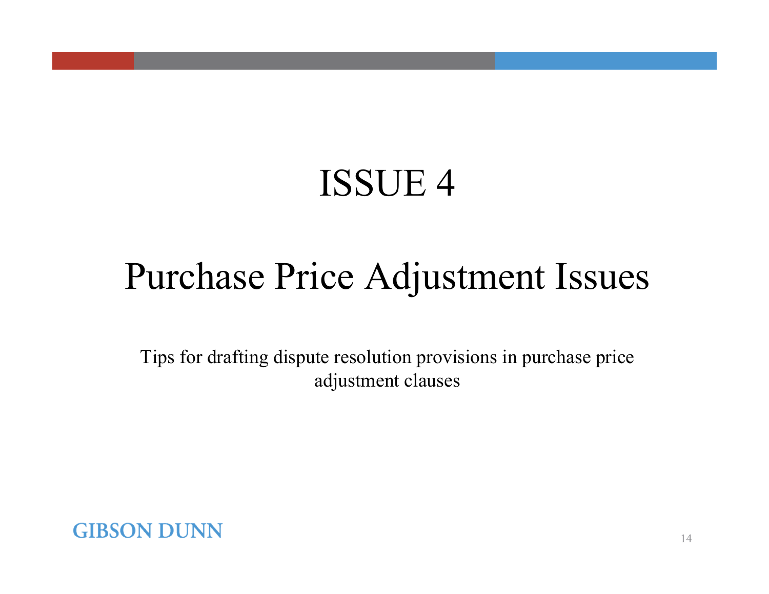# ISSUE 4

# Purchase Price Adjustment Issues

Tips for drafting dispute resolution provisions in purchase price adjustment clauses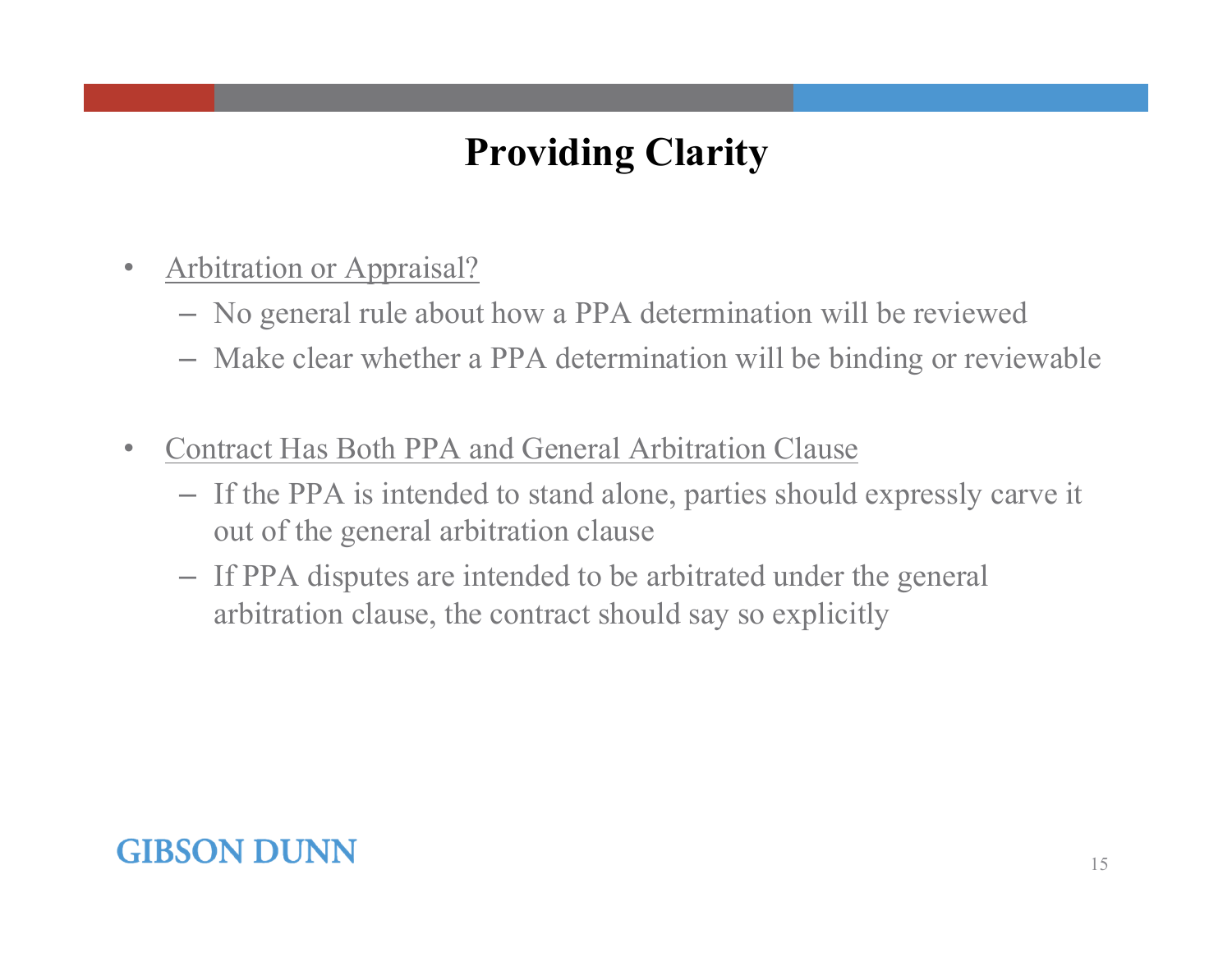# Providing Clarity

- Arbitration or Appraisal?
  - No general rule about how a PPA determination will be reviewed
  - Make clear whether a PPA determination will be binding or reviewable

- Contract Has Both PPA and General Arbitration Clause
  - If the PPA is intended to stand alone, parties should expressly carve it out of the general arbitration clause
  - If PPA disputes are intended to be arbitrated under the general arbitration clause, the contract should say so explicitly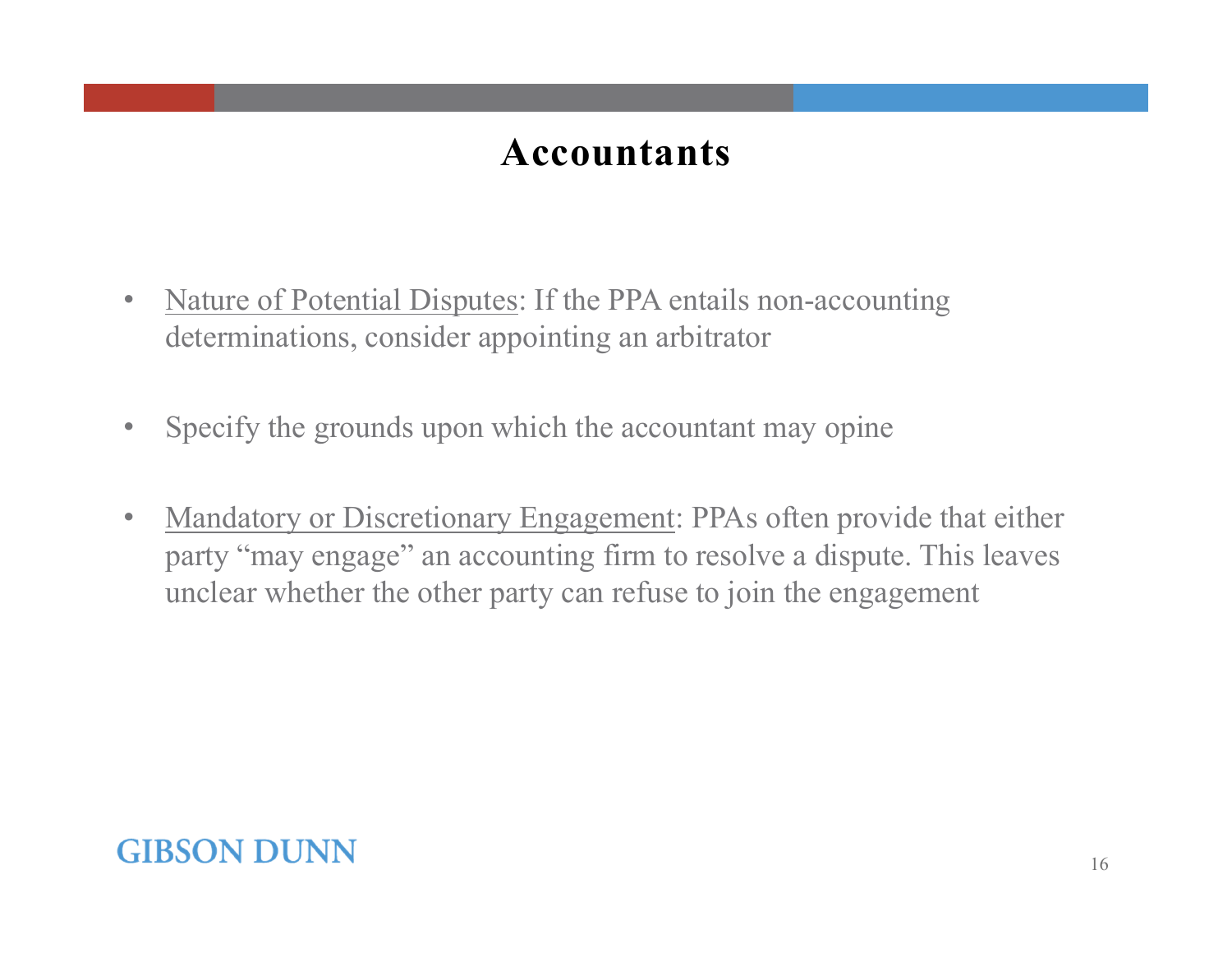# Accountants

- Nature of Potential Disputes: If the PPA entails non-accounting determinations, consider appointing an arbitrator

- Specify the grounds upon which the accountant may opine

- Mandatory or Discretionary Engagement: PPAs often provide that either party "may engage" an accounting firm to resolve a dispute. This leaves unclear whether the other party can refuse to join the engagement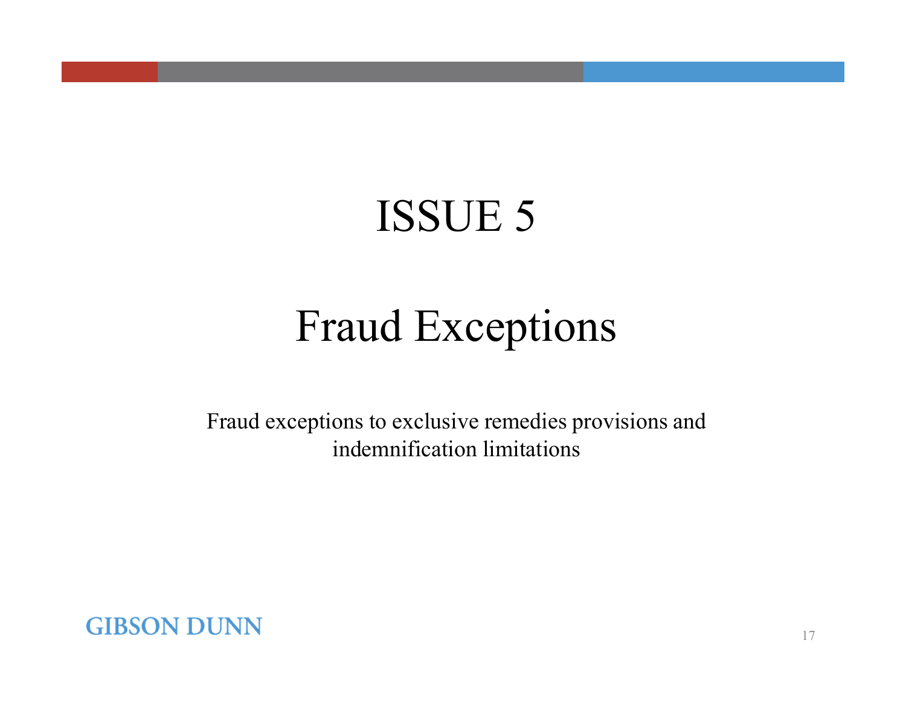# ISSUE 5

## Fraud Exceptions

Fraud exceptions to exclusive remedies provisions and indemnification limitations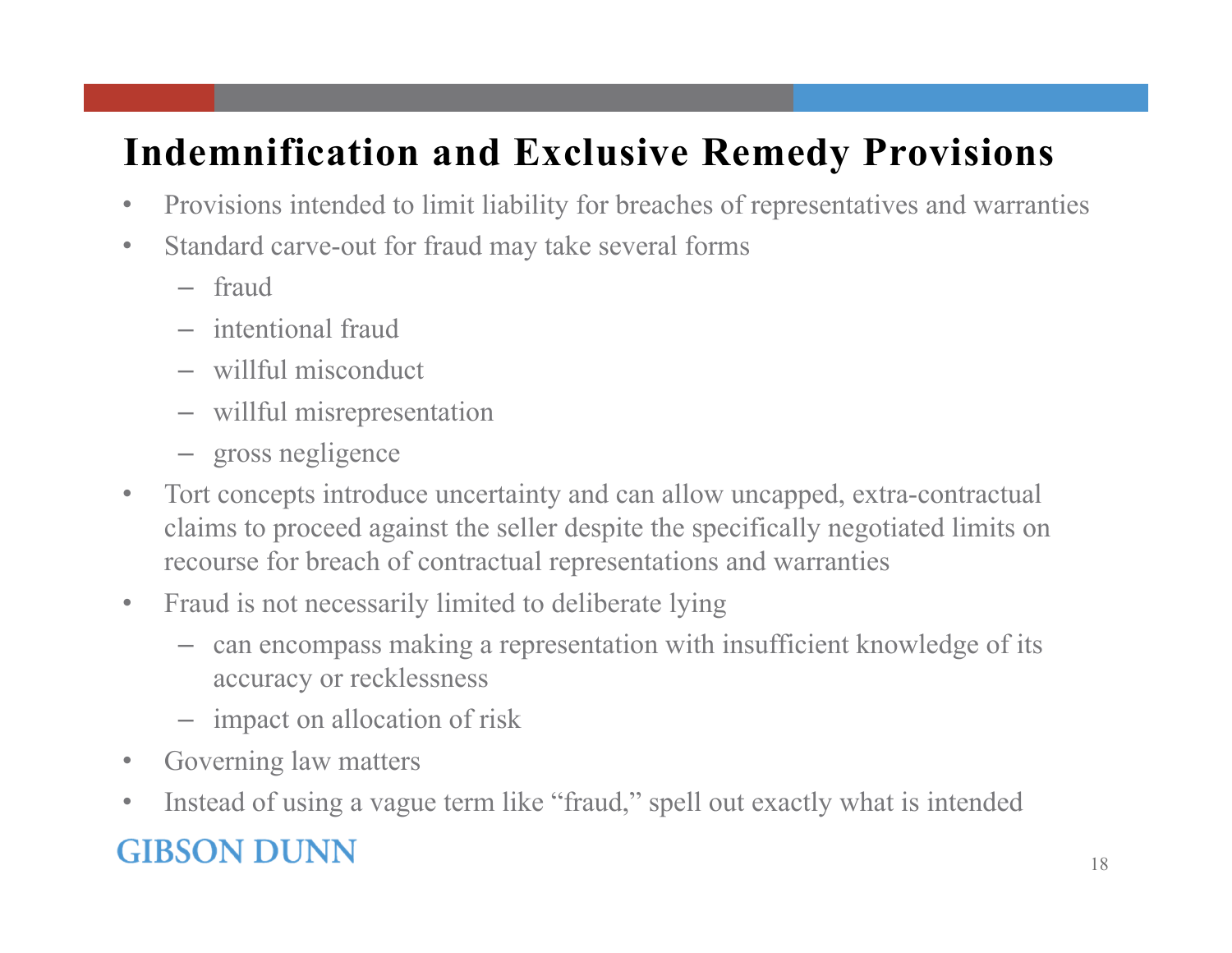# Indemnification and Exclusive Remedy Provisions

- Provisions intended to limit liability for breaches of representatives and warranties
- Standard carve-out for fraud may take several forms
  - fraud
  - intentional fraud
  - willful misconduct
  - willful misrepresentation
  - gross negligence
- Tort concepts introduce uncertainty and can allow uncapped, extra-contractual claims to proceed against the seller despite the specifically negotiated limits on recourse for breach of contractual representations and warranties
- Fraud is not necessarily limited to deliberate lying
  - can encompass making a representation with insufficient knowledge of its accuracy or recklessness
  - impact on allocation of risk
- Governing law matters
- Instead of using a vague term like "fraud," spell out exactly what is intended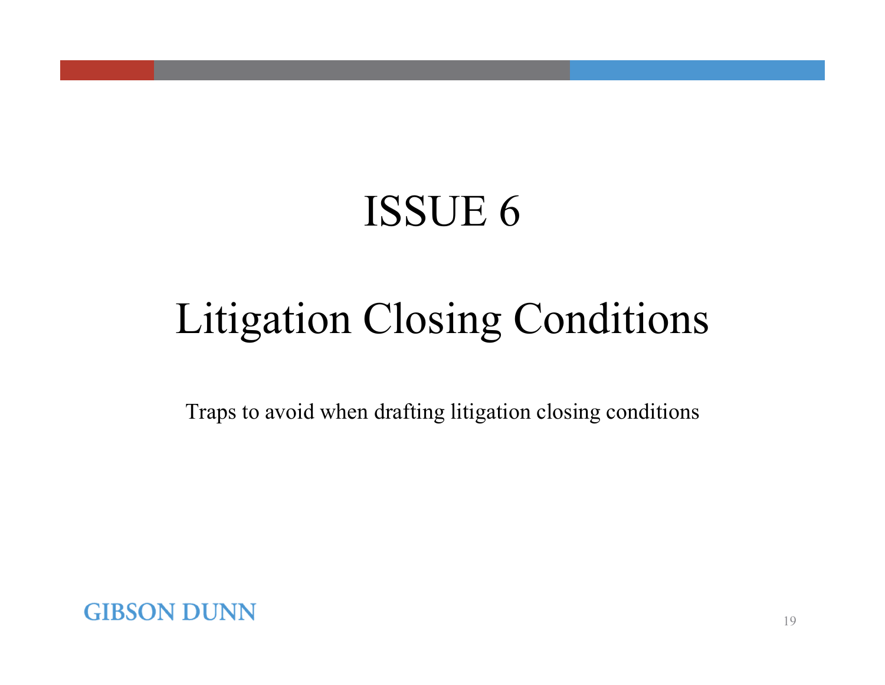# ISSUE 6

## Litigation Closing Conditions

Traps to avoid when drafting litigation closing conditions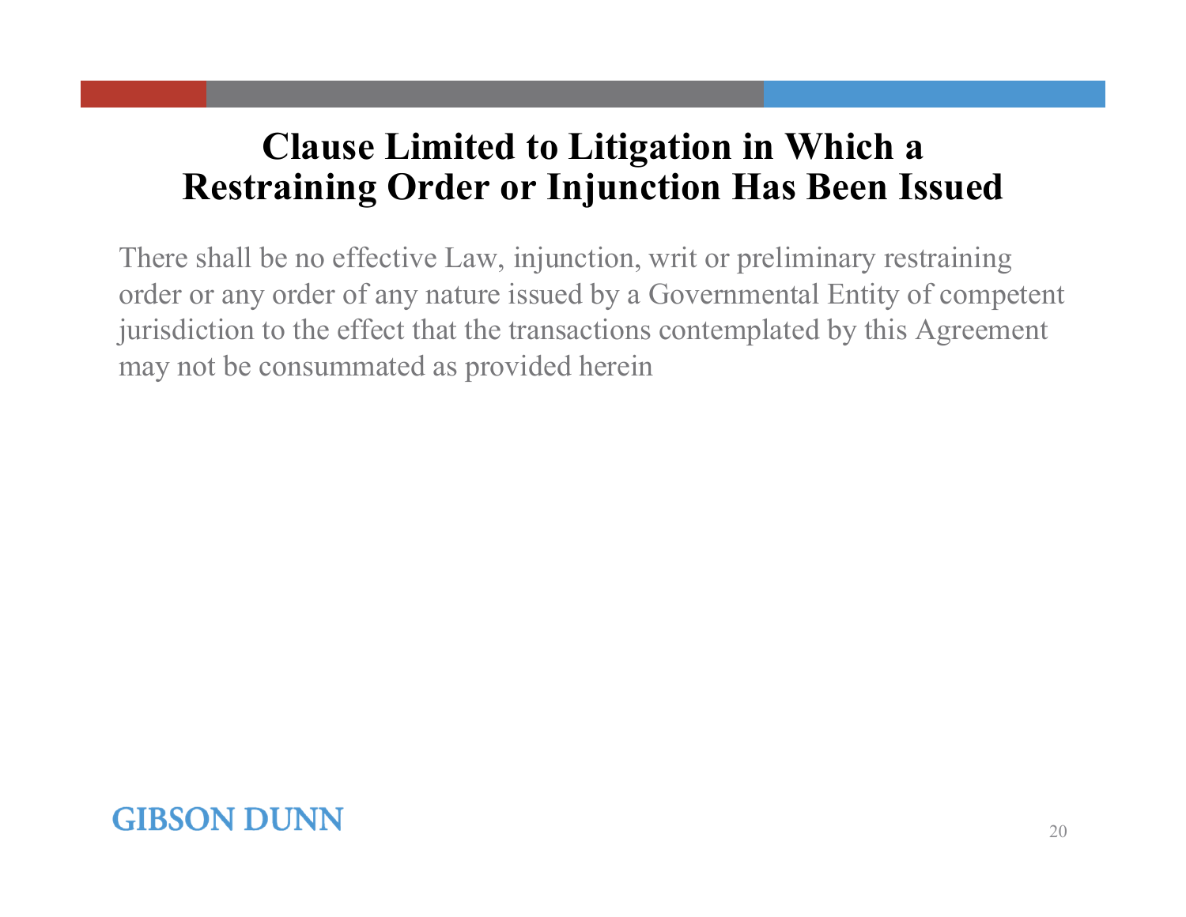# Clause Limited to Litigation in Which a Restraining Order or Injunction Has Been Issued

There shall be no effective Law, injunction, writ or preliminary restraining order or any order of any nature issued by a Governmental Entity of competent jurisdiction to the effect that the transactions contemplated by this Agreement may not be consummated as provided herein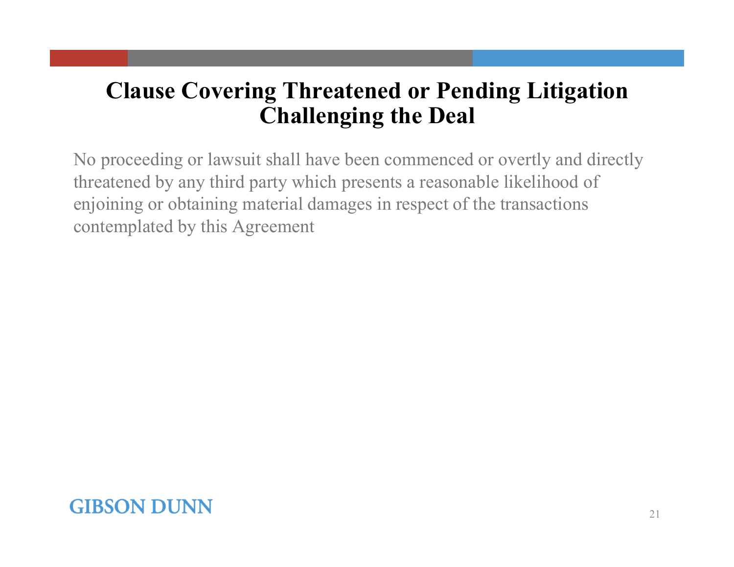# Clause Covering Threatened or Pending Litigation Challenging the Deal

No proceeding or lawsuit shall have been commenced or overtly and directly threatened by any third party which presents a reasonable likelihood of enjoining or obtaining material damages in respect of the transactions contemplated by this Agreement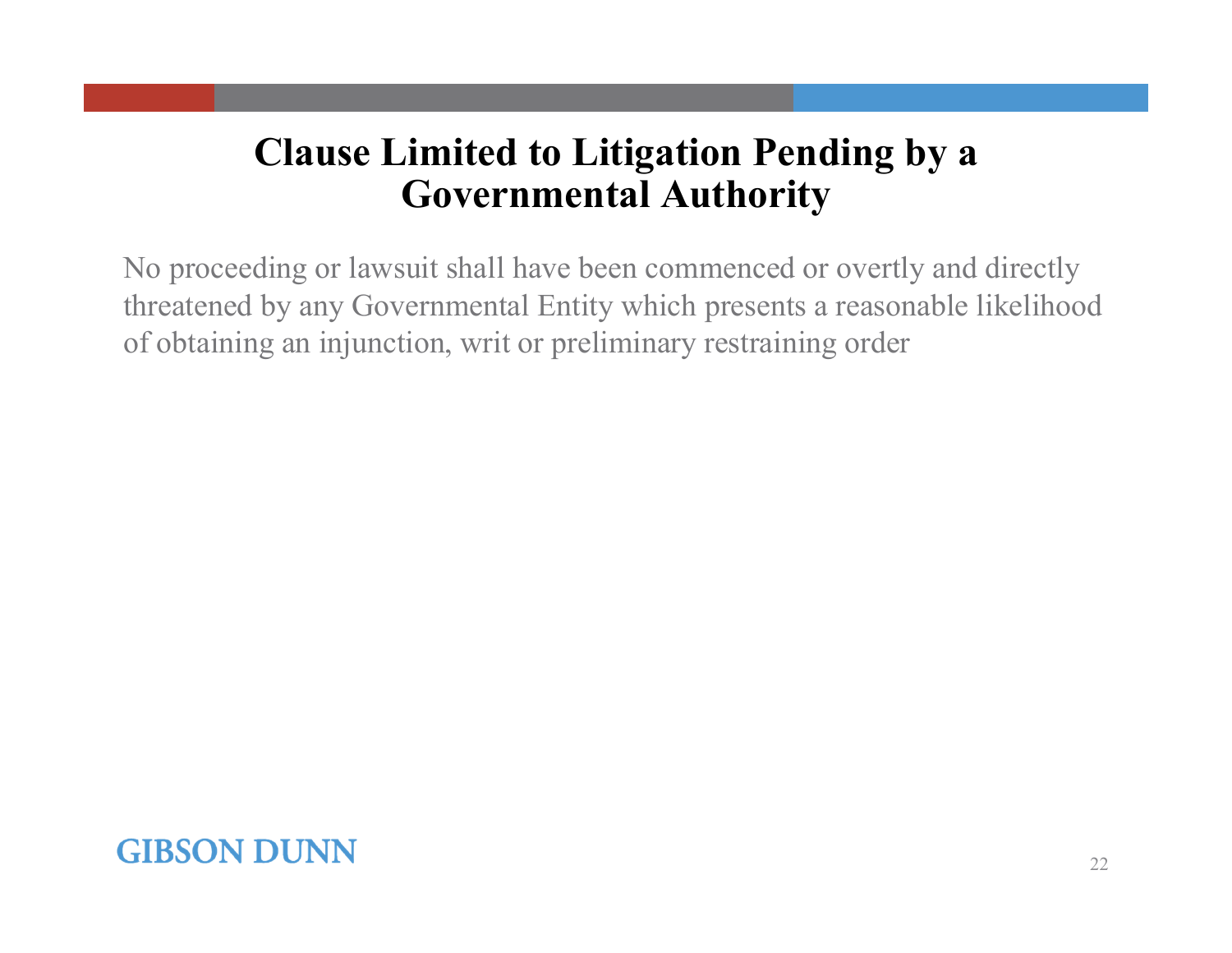# Clause Limited to Litigation Pending by a Governmental Authority

No proceeding or lawsuit shall have been commenced or overtly and directly threatened by any Governmental Entity which presents a reasonable likelihood of obtaining an injunction, writ or preliminary restraining order

GIBSON DUNN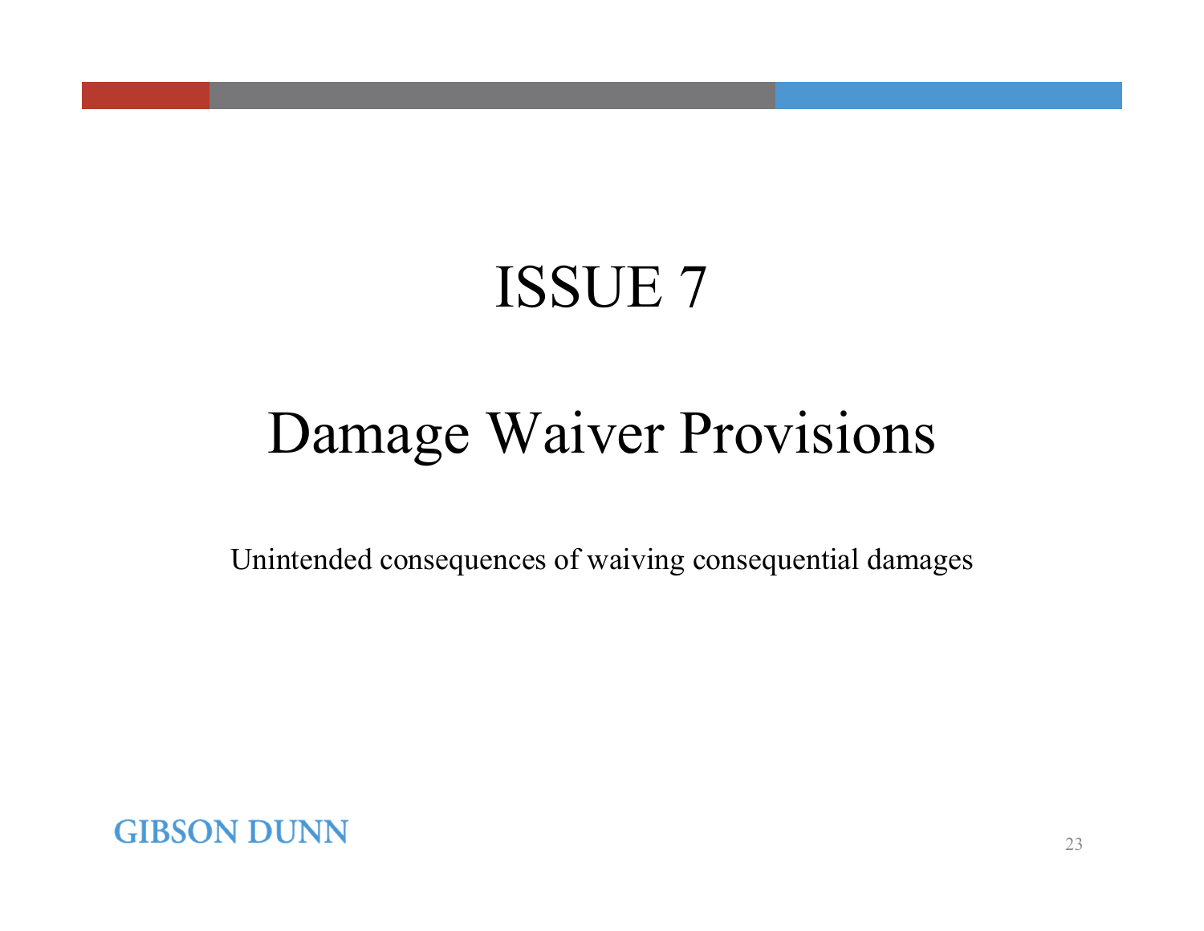# ISSUE 7

## Damage Waiver Provisions

Unintended consequences of waiving consequential damages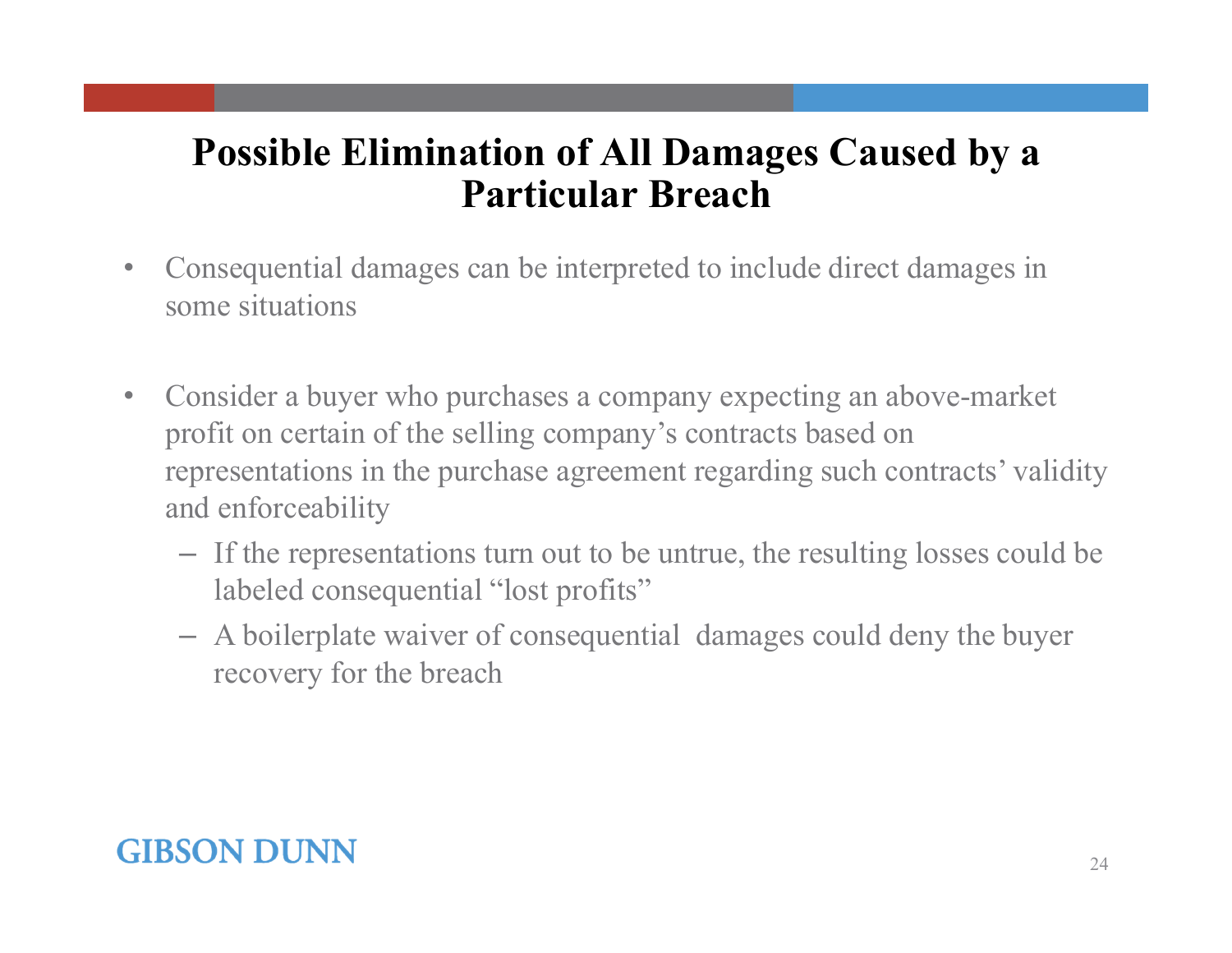# Possible Elimination of All Damages Caused by a Particular Breach

- Consequential damages can be interpreted to include direct damages in some situations
- Consider a buyer who purchases a company expecting an above-market profit on certain of the selling company's contracts based on representations in the purchase agreement regarding such contracts' validity and enforceability
  - If the representations turn out to be untrue, the resulting losses could be labeled consequential "lost profits"
  - A boilerplate waiver of consequential damages could deny the buyer recovery for the breach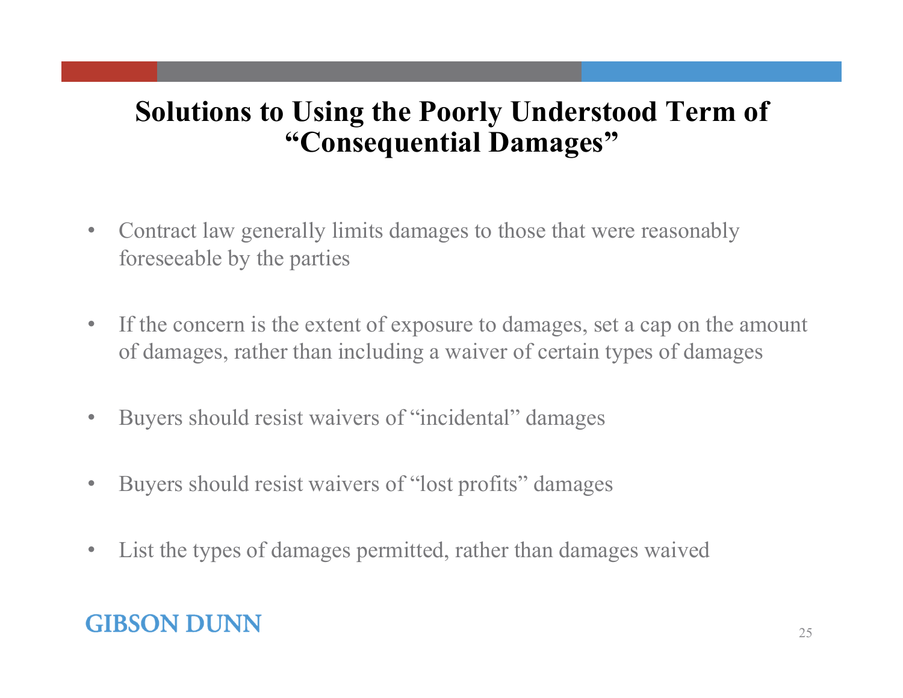# Solutions to Using the Poorly Understood Term of "Consequential Damages"

- Contract law generally limits damages to those that were reasonably foreseeable by the parties
- If the concern is the extent of exposure to damages, set a cap on the amount of damages, rather than including a waiver of certain types of damages
- Buyers should resist waivers of "incidental" damages
- Buyers should resist waivers of "lost profits" damages
- List the types of damages permitted, rather than damages waived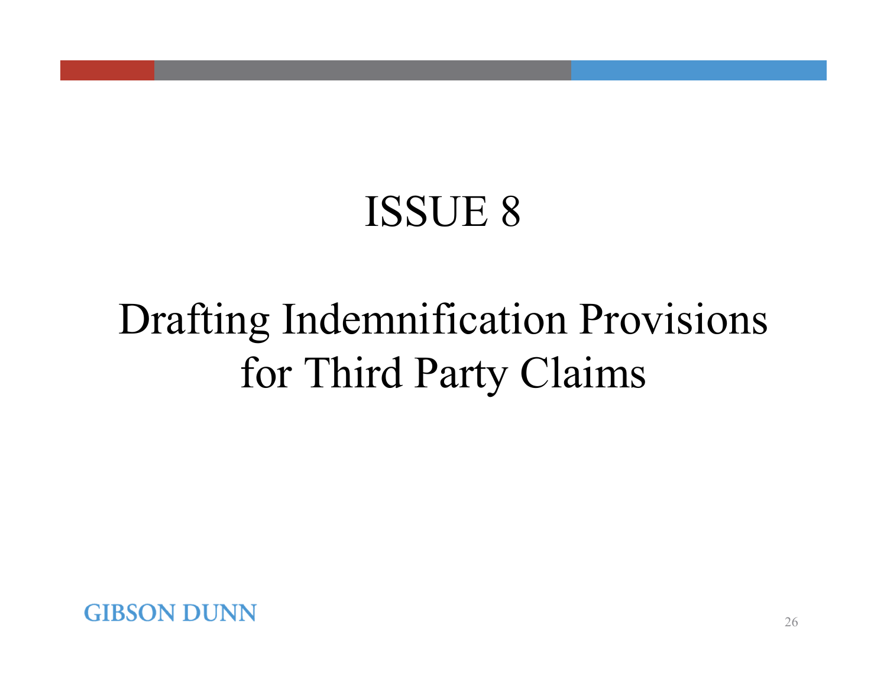# ISSUE 8

## Drafting Indemnification Provisions for Third Party Claims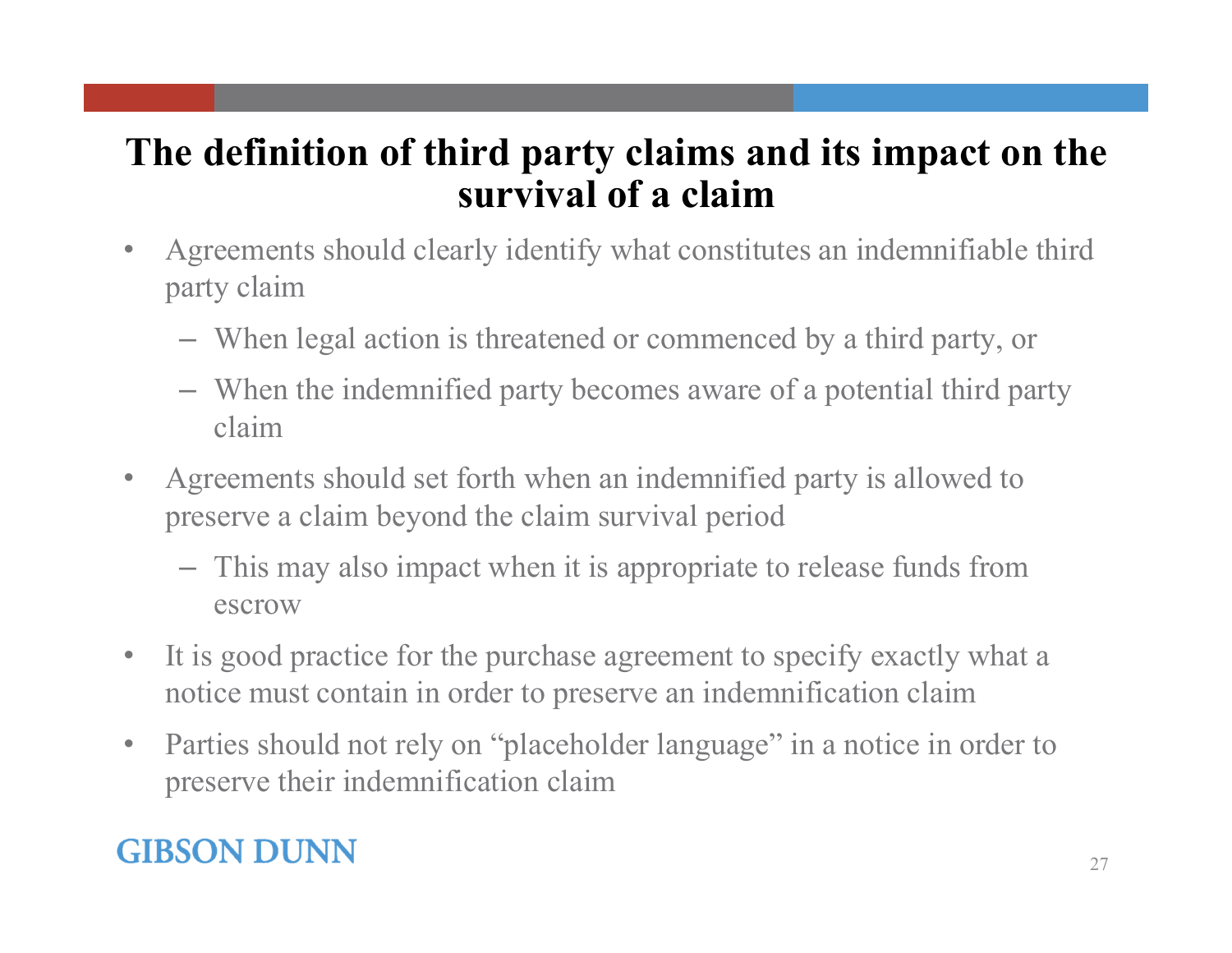# The definition of third party claims and its impact on the survival of a claim

- Agreements should clearly identify what constitutes an indemnifiable third party claim
  - When legal action is threatened or commenced by a third party, or
  - When the indemnified party becomes aware of a potential third party claim
- Agreements should set forth when an indemnified party is allowed to preserve a claim beyond the claim survival period
  - This may also impact when it is appropriate to release funds from escrow
- It is good practice for the purchase agreement to specify exactly what a notice must contain in order to preserve an indemnification claim
- Parties should not rely on "placeholder language" in a notice in order to preserve their indemnification claim

GIBSON DUNN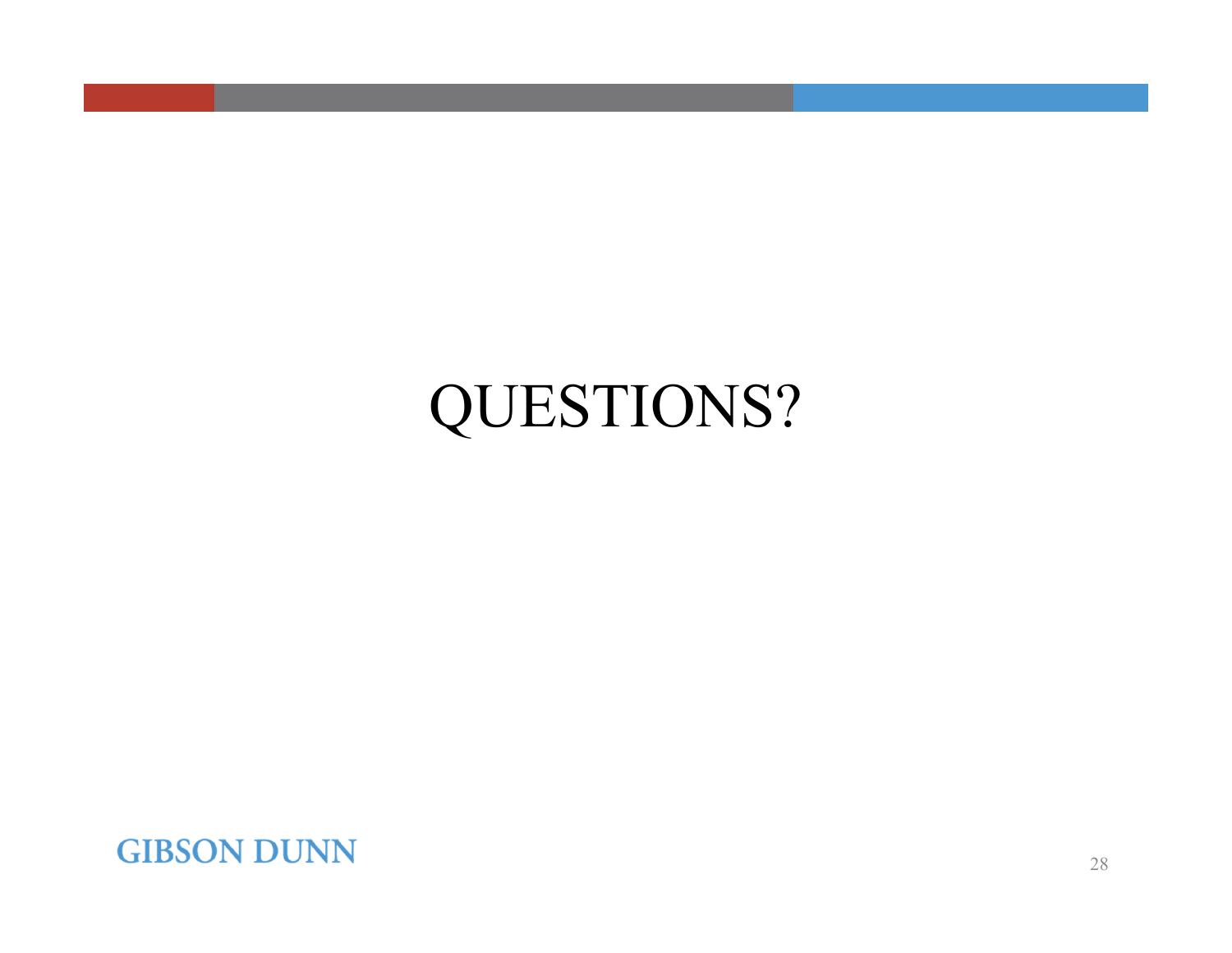# QUESTIONS?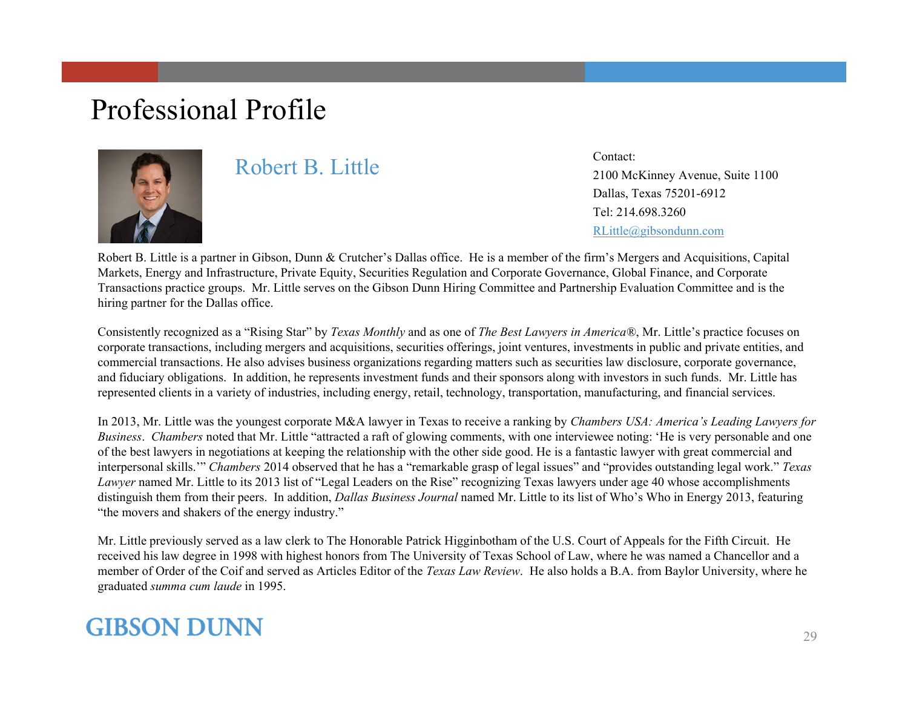# Professional Profile

## Robert B. Little

Contact:
2100 McKinney Avenue, Suite 1100
Dallas, Texas 75201-6912
Tel: 214.698.3260
RLittle@gibsondunn.com

Robert B. Little is a partner in Gibson, Dunn & Crutcher's Dallas office. He is a member of the firm's Mergers and Acquisitions, Capital Markets, Energy and Infrastructure, Private Equity, Securities Regulation and Corporate Governance, Global Finance, and Corporate Transactions practice groups. Mr. Little serves on the Gibson Dunn Hiring Committee and Partnership Evaluation Committee and is the hiring partner for the Dallas office.

Consistently recognized as a "Rising Star" by *Texas Monthly* and as one of *The Best Lawyers in America®*, Mr. Little's practice focuses on corporate transactions, including mergers and acquisitions, securities offerings, joint ventures, investments in public and private entities, and commercial transactions. He also advises business organizations regarding matters such as securities law disclosure, corporate governance, and fiduciary obligations. In addition, he represents investment funds and their sponsors along with investors in such funds. Mr. Little has represented clients in a variety of industries, including energy, retail, technology, transportation, manufacturing, and financial services.

In 2013, Mr. Little was the youngest corporate M&A lawyer in Texas to receive a ranking by *Chambers USA: America's Leading Lawyers for Business*. *Chambers* noted that Mr. Little "attracted a raft of glowing comments, with one interviewee noting: 'He is very personable and one of the best lawyers in negotiations at keeping the relationship with the other side good. He is a fantastic lawyer with great commercial and interpersonal skills.'" *Chambers* 2014 observed that he has a "remarkable grasp of legal issues" and "provides outstanding legal work." *Texas Lawyer* named Mr. Little to its 2013 list of "Legal Leaders on the Rise" recognizing Texas lawyers under age 40 whose accomplishments distinguish them from their peers. In addition, *Dallas Business Journal* named Mr. Little to its list of Who's Who in Energy 2013, featuring "the movers and shakers of the energy industry."

Mr. Little previously served as a law clerk to The Honorable Patrick Higginbotham of the U.S. Court of Appeals for the Fifth Circuit. He received his law degree in 1998 with highest honors from The University of Texas School of Law, where he was named a Chancellor and a member of Order of the Coif and served as Articles Editor of the *Texas Law Review*. He also holds a B.A. from Baylor University, where he graduated *summa cum laude* in 1995.

GIBSON DUNN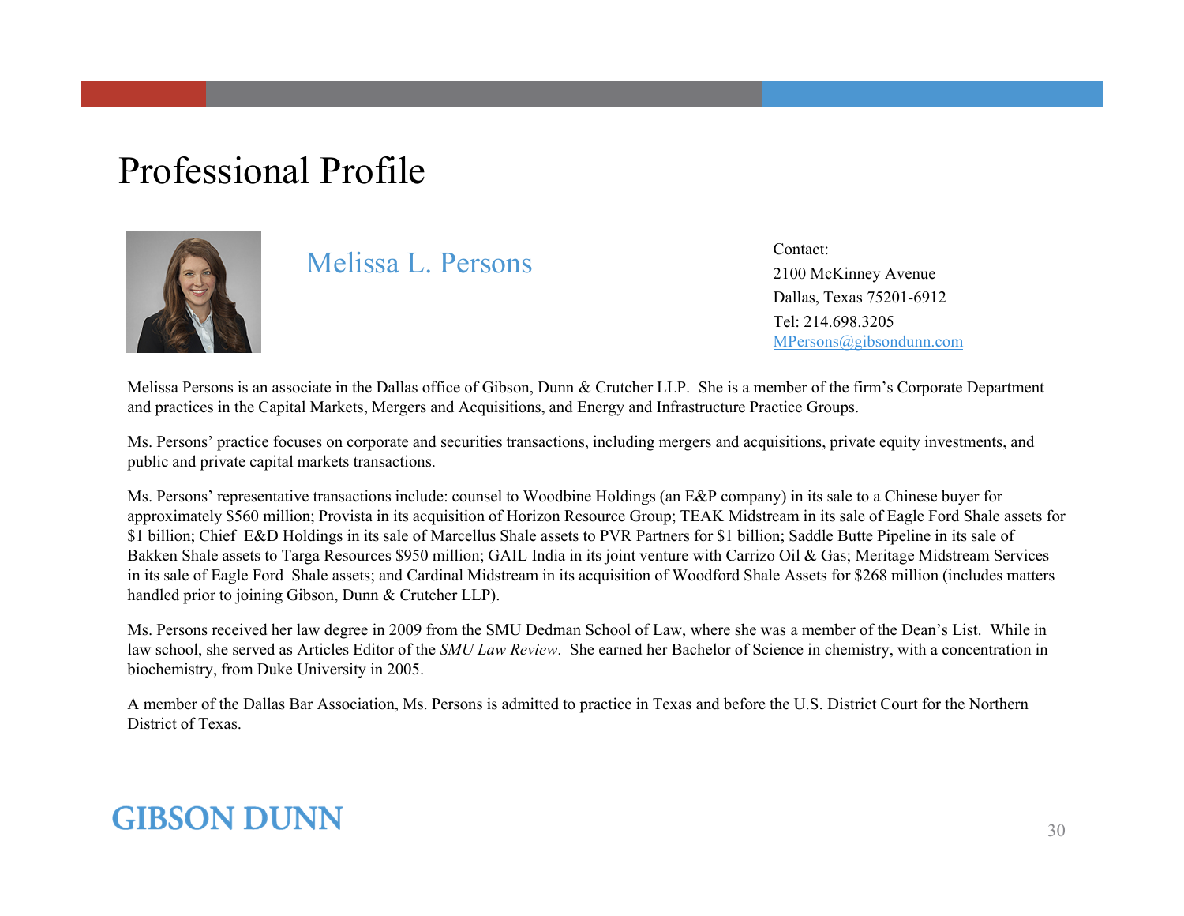# Professional Profile

## Melissa L. Persons

Contact:
2100 McKinney Avenue
Dallas, Texas 75201-6912
Tel: 214.698.3205
MPersons@gibsondunn.com

Melissa Persons is an associate in the Dallas office of Gibson, Dunn & Crutcher LLP. She is a member of the firm's Corporate Department and practices in the Capital Markets, Mergers and Acquisitions, and Energy and Infrastructure Practice Groups.

Ms. Persons' practice focuses on corporate and securities transactions, including mergers and acquisitions, private equity investments, and public and private capital markets transactions.

Ms. Persons' representative transactions include: counsel to Woodbine Holdings (an E&P company) in its sale to a Chinese buyer for approximately $560 million; Provista in its acquisition of Horizon Resource Group; TEAK Midstream in its sale of Eagle Ford Shale assets for $1 billion; Chief E&D Holdings in its sale of Marcellus Shale assets to PVR Partners for $1 billion; Saddle Butte Pipeline in its sale of Bakken Shale assets to Targa Resources $950 million; GAIL India in its joint venture with Carrizo Oil & Gas; Meritage Midstream Services in its sale of Eagle Ford Shale assets; and Cardinal Midstream in its acquisition of Woodford Shale Assets for $268 million (includes matters handled prior to joining Gibson, Dunn & Crutcher LLP).

Ms. Persons received her law degree in 2009 from the SMU Dedman School of Law, where she was a member of the Dean's List. While in law school, she served as Articles Editor of the *SMU Law Review*. She earned her Bachelor of Science in chemistry, with a concentration in biochemistry, from Duke University in 2005.

A member of the Dallas Bar Association, Ms. Persons is admitted to practice in Texas and before the U.S. District Court for the Northern District of Texas.

GIBSON DUNN